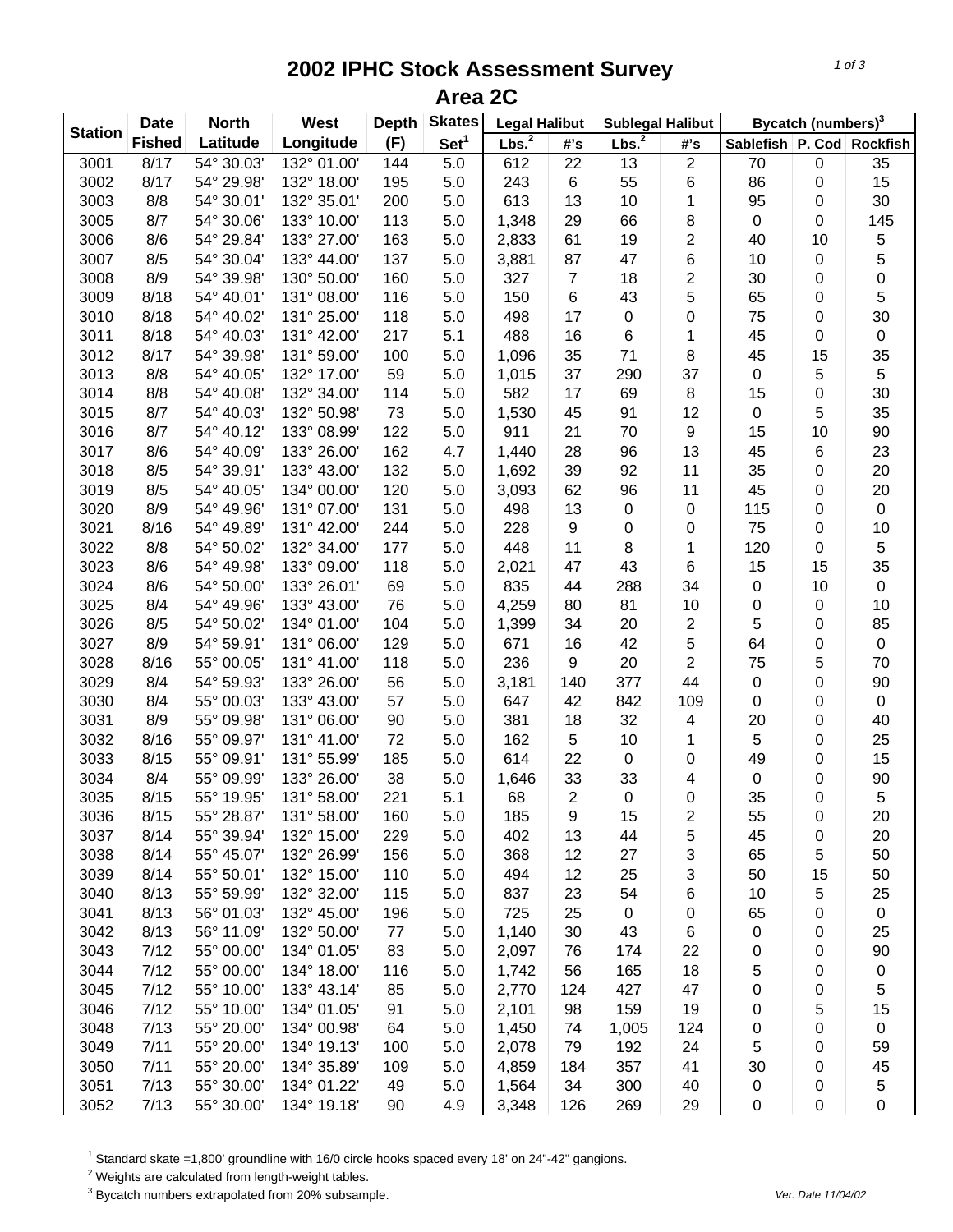# 2002 IPHC Stock Assessment Survey
## Area 2C

| Station | Date Fished | North Latitude | West Longitude | Depth (F) | Skates Set[1] | Legal Halibut Lbs.[2] | Legal Halibut #'s | Sublegal Halibut Lbs.[2] | Sublegal Halibut #'s | Bycatch (numbers)[3] Sablefish | Bycatch (numbers)[3] P. Cod | Bycatch (numbers)[3] Rockfish |
|---|---|---|---|---|---|---|---|---|---|---|---|---|
| 3001 | 8/17 | 54° 30.03' | 132° 01.00' | 144 | 5.0 | 612 | 22 | 13 | 2 | 70 | 0 | 35 |
| 3002 | 8/17 | 54° 29.98' | 132° 18.00' | 195 | 5.0 | 243 | 6 | 55 | 6 | 86 | 0 | 15 |
| 3003 | 8/8 | 54° 30.01' | 132° 35.01' | 200 | 5.0 | 613 | 13 | 10 | 1 | 95 | 0 | 30 |
| 3005 | 8/7 | 54° 30.06' | 133° 10.00' | 113 | 5.0 | 1,348 | 29 | 66 | 8 | 0 | 0 | 145 |
| 3006 | 8/6 | 54° 29.84' | 133° 27.00' | 163 | 5.0 | 2,833 | 61 | 19 | 2 | 40 | 10 | 5 |
| 3007 | 8/5 | 54° 30.04' | 133° 44.00' | 137 | 5.0 | 3,881 | 87 | 47 | 6 | 10 | 0 | 5 |
| 3008 | 8/9 | 54° 39.98' | 130° 50.00' | 160 | 5.0 | 327 | 7 | 18 | 2 | 30 | 0 | 0 |
| 3009 | 8/18 | 54° 40.01' | 131° 08.00' | 116 | 5.0 | 150 | 6 | 43 | 5 | 65 | 0 | 5 |
| 3010 | 8/18 | 54° 40.02' | 131° 25.00' | 118 | 5.0 | 498 | 17 | 0 | 0 | 75 | 0 | 30 |
| 3011 | 8/18 | 54° 40.03' | 131° 42.00' | 217 | 5.1 | 488 | 16 | 6 | 1 | 45 | 0 | 0 |
| 3012 | 8/17 | 54° 39.98' | 131° 59.00' | 100 | 5.0 | 1,096 | 35 | 71 | 8 | 45 | 15 | 35 |
| 3013 | 8/8 | 54° 40.05' | 132° 17.00' | 59 | 5.0 | 1,015 | 37 | 290 | 37 | 0 | 5 | 5 |
| 3014 | 8/8 | 54° 40.08' | 132° 34.00' | 114 | 5.0 | 582 | 17 | 69 | 8 | 15 | 0 | 30 |
| 3015 | 8/7 | 54° 40.03' | 132° 50.98' | 73 | 5.0 | 1,530 | 45 | 91 | 12 | 0 | 5 | 35 |
| 3016 | 8/7 | 54° 40.12' | 133° 08.99' | 122 | 5.0 | 911 | 21 | 70 | 9 | 15 | 10 | 90 |
| 3017 | 8/6 | 54° 40.09' | 133° 26.00' | 162 | 4.7 | 1,440 | 28 | 96 | 13 | 45 | 6 | 23 |
| 3018 | 8/5 | 54° 39.91' | 133° 43.00' | 132 | 5.0 | 1,692 | 39 | 92 | 11 | 35 | 0 | 20 |
| 3019 | 8/5 | 54° 40.05' | 134° 00.00' | 120 | 5.0 | 3,093 | 62 | 96 | 11 | 45 | 0 | 20 |
| 3020 | 8/9 | 54° 49.96' | 131° 07.00' | 131 | 5.0 | 498 | 13 | 0 | 0 | 115 | 0 | 0 |
| 3021 | 8/16 | 54° 49.89' | 131° 42.00' | 244 | 5.0 | 228 | 9 | 0 | 0 | 75 | 0 | 10 |
| 3022 | 8/8 | 54° 50.02' | 132° 34.00' | 177 | 5.0 | 448 | 11 | 8 | 1 | 120 | 0 | 5 |
| 3023 | 8/6 | 54° 49.98' | 133° 09.00' | 118 | 5.0 | 2,021 | 47 | 43 | 6 | 15 | 15 | 35 |
| 3024 | 8/6 | 54° 50.00' | 133° 26.01' | 69 | 5.0 | 835 | 44 | 288 | 34 | 0 | 10 | 0 |
| 3025 | 8/4 | 54° 49.96' | 133° 43.00' | 76 | 5.0 | 4,259 | 80 | 81 | 10 | 0 | 0 | 10 |
| 3026 | 8/5 | 54° 50.02' | 134° 01.00' | 104 | 5.0 | 1,399 | 34 | 20 | 2 | 5 | 0 | 85 |
| 3027 | 8/9 | 54° 59.91' | 131° 06.00' | 129 | 5.0 | 671 | 16 | 42 | 5 | 64 | 0 | 0 |
| 3028 | 8/16 | 55° 00.05' | 131° 41.00' | 118 | 5.0 | 236 | 9 | 20 | 2 | 75 | 5 | 70 |
| 3029 | 8/4 | 54° 59.93' | 133° 26.00' | 56 | 5.0 | 3,181 | 140 | 377 | 44 | 0 | 0 | 90 |
| 3030 | 8/4 | 55° 00.03' | 133° 43.00' | 57 | 5.0 | 647 | 42 | 842 | 109 | 0 | 0 | 0 |
| 3031 | 8/9 | 55° 09.98' | 131° 06.00' | 90 | 5.0 | 381 | 18 | 32 | 4 | 20 | 0 | 40 |
| 3032 | 8/16 | 55° 09.97' | 131° 41.00' | 72 | 5.0 | 162 | 5 | 10 | 1 | 5 | 0 | 25 |
| 3033 | 8/15 | 55° 09.91' | 131° 55.99' | 185 | 5.0 | 614 | 22 | 0 | 0 | 49 | 0 | 15 |
| 3034 | 8/4 | 55° 09.99' | 133° 26.00' | 38 | 5.0 | 1,646 | 33 | 33 | 4 | 0 | 0 | 90 |
| 3035 | 8/15 | 55° 19.95' | 131° 58.00' | 221 | 5.1 | 68 | 2 | 0 | 0 | 35 | 0 | 5 |
| 3036 | 8/15 | 55° 28.87' | 131° 58.00' | 160 | 5.0 | 185 | 9 | 15 | 2 | 55 | 0 | 20 |
| 3037 | 8/14 | 55° 39.94' | 132° 15.00' | 229 | 5.0 | 402 | 13 | 44 | 5 | 45 | 0 | 20 |
| 3038 | 8/14 | 55° 45.07' | 132° 26.99' | 156 | 5.0 | 368 | 12 | 27 | 3 | 65 | 5 | 50 |
| 3039 | 8/14 | 55° 50.01' | 132° 15.00' | 110 | 5.0 | 494 | 12 | 25 | 3 | 50 | 15 | 50 |
| 3040 | 8/13 | 55° 59.99' | 132° 32.00' | 115 | 5.0 | 837 | 23 | 54 | 6 | 10 | 5 | 25 |
| 3041 | 8/13 | 56° 01.03' | 132° 45.00' | 196 | 5.0 | 725 | 25 | 0 | 0 | 65 | 0 | 0 |
| 3042 | 8/13 | 56° 11.09' | 132° 50.00' | 77 | 5.0 | 1,140 | 30 | 43 | 6 | 0 | 0 | 25 |
| 3043 | 7/12 | 55° 00.00' | 134° 01.05' | 83 | 5.0 | 2,097 | 76 | 174 | 22 | 0 | 0 | 90 |
| 3044 | 7/12 | 55° 00.00' | 134° 18.00' | 116 | 5.0 | 1,742 | 56 | 165 | 18 | 5 | 0 | 0 |
| 3045 | 7/12 | 55° 10.00' | 133° 43.14' | 85 | 5.0 | 2,770 | 124 | 427 | 47 | 0 | 0 | 5 |
| 3046 | 7/12 | 55° 10.00' | 134° 01.05' | 91 | 5.0 | 2,101 | 98 | 159 | 19 | 0 | 5 | 15 |
| 3048 | 7/13 | 55° 20.00' | 134° 00.98' | 64 | 5.0 | 1,450 | 74 | 1,005 | 124 | 0 | 0 | 0 |
| 3049 | 7/11 | 55° 20.00' | 134° 19.13' | 100 | 5.0 | 2,078 | 79 | 192 | 24 | 5 | 0 | 59 |
| 3050 | 7/11 | 55° 20.00' | 134° 35.89' | 109 | 5.0 | 4,859 | 184 | 357 | 41 | 30 | 0 | 45 |
| 3051 | 7/13 | 55° 30.00' | 134° 01.22' | 49 | 5.0 | 1,564 | 34 | 300 | 40 | 0 | 0 | 5 |
| 3052 | 7/13 | 55° 30.00' | 134° 19.18' | 90 | 4.9 | 3,348 | 126 | 269 | 29 | 0 | 0 | 0 |

[1] Standard skate =1,800' groundline with 16/0 circle hooks spaced every 18' on 24"-42" gangions.

[2] Weights are calculated from length-weight tables.

[3] Bycatch numbers extrapolated from 20% subsample.

*Ver. Date 11/04/02*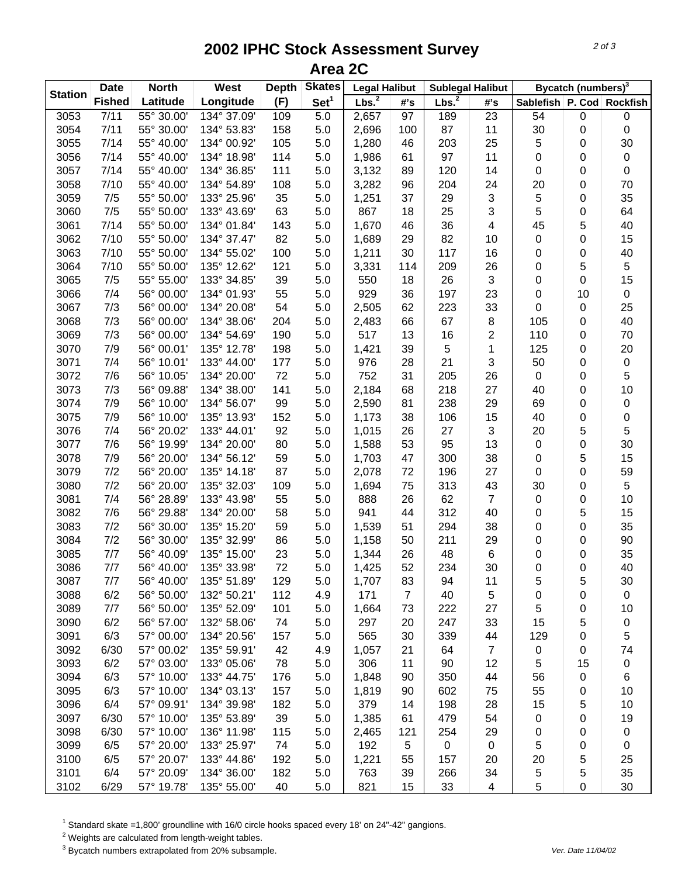# 2002 IPHC Stock Assessment Survey

## Area 2C

| Station | Date Fished | North Latitude | West Longitude | Depth (F) | Skates Set[1] | Legal Halibut Lbs.[2] | Legal Halibut #'s | Sublegal Halibut Lbs.[2] | Sublegal Halibut #'s | Bycatch (numbers)[3] Sablefish | Bycatch (numbers)[3] P. Cod | Bycatch (numbers)[3] Rockfish |
|---|---|---|---|---|---|---|---|---|---|---|---|---|
| 3053 | 7/11 | 55° 30.00' | 134° 37.09' | 109 | 5.0 | 2,657 | 97 | 189 | 23 | 54 | 0 | 0 |
| 3054 | 7/11 | 55° 30.00' | 134° 53.83' | 158 | 5.0 | 2,696 | 100 | 87 | 11 | 30 | 0 | 0 |
| 3055 | 7/14 | 55° 40.00' | 134° 00.92' | 105 | 5.0 | 1,280 | 46 | 203 | 25 | 5 | 0 | 30 |
| 3056 | 7/14 | 55° 40.00' | 134° 18.98' | 114 | 5.0 | 1,986 | 61 | 97 | 11 | 0 | 0 | 0 |
| 3057 | 7/14 | 55° 40.00' | 134° 36.85' | 111 | 5.0 | 3,132 | 89 | 120 | 14 | 0 | 0 | 0 |
| 3058 | 7/10 | 55° 40.00' | 134° 54.89' | 108 | 5.0 | 3,282 | 96 | 204 | 24 | 20 | 0 | 70 |
| 3059 | 7/5 | 55° 50.00' | 133° 25.96' | 35 | 5.0 | 1,251 | 37 | 29 | 3 | 5 | 0 | 35 |
| 3060 | 7/5 | 55° 50.00' | 133° 43.69' | 63 | 5.0 | 867 | 18 | 25 | 3 | 5 | 0 | 64 |
| 3061 | 7/14 | 55° 50.00' | 134° 01.84' | 143 | 5.0 | 1,670 | 46 | 36 | 4 | 45 | 5 | 40 |
| 3062 | 7/10 | 55° 50.00' | 134° 37.47' | 82 | 5.0 | 1,689 | 29 | 82 | 10 | 0 | 0 | 15 |
| 3063 | 7/10 | 55° 50.00' | 134° 55.02' | 100 | 5.0 | 1,211 | 30 | 117 | 16 | 0 | 0 | 40 |
| 3064 | 7/10 | 55° 50.00' | 135° 12.62' | 121 | 5.0 | 3,331 | 114 | 209 | 26 | 0 | 5 | 5 |
| 3065 | 7/5 | 55° 55.00' | 133° 34.85' | 39 | 5.0 | 550 | 18 | 26 | 3 | 0 | 0 | 15 |
| 3066 | 7/4 | 56° 00.00' | 134° 01.93' | 55 | 5.0 | 929 | 36 | 197 | 23 | 0 | 10 | 0 |
| 3067 | 7/3 | 56° 00.00' | 134° 20.08' | 54 | 5.0 | 2,505 | 62 | 223 | 33 | 0 | 0 | 25 |
| 3068 | 7/3 | 56° 00.00' | 134° 38.06' | 204 | 5.0 | 2,483 | 66 | 67 | 8 | 105 | 0 | 40 |
| 3069 | 7/3 | 56° 00.00' | 134° 54.69' | 190 | 5.0 | 517 | 13 | 16 | 2 | 110 | 0 | 70 |
| 3070 | 7/9 | 56° 00.01' | 135° 12.78' | 198 | 5.0 | 1,421 | 39 | 5 | 1 | 125 | 0 | 20 |
| 3071 | 7/4 | 56° 10.01' | 133° 44.00' | 177 | 5.0 | 976 | 28 | 21 | 3 | 50 | 0 | 0 |
| 3072 | 7/6 | 56° 10.05' | 134° 20.00' | 72 | 5.0 | 752 | 31 | 205 | 26 | 0 | 0 | 5 |
| 3073 | 7/3 | 56° 09.88' | 134° 38.00' | 141 | 5.0 | 2,184 | 68 | 218 | 27 | 40 | 0 | 10 |
| 3074 | 7/9 | 56° 10.00' | 134° 56.07' | 99 | 5.0 | 2,590 | 81 | 238 | 29 | 69 | 0 | 0 |
| 3075 | 7/9 | 56° 10.00' | 135° 13.93' | 152 | 5.0 | 1,173 | 38 | 106 | 15 | 40 | 0 | 0 |
| 3076 | 7/4 | 56° 20.02' | 133° 44.01' | 92 | 5.0 | 1,015 | 26 | 27 | 3 | 20 | 5 | 5 |
| 3077 | 7/6 | 56° 19.99' | 134° 20.00' | 80 | 5.0 | 1,588 | 53 | 95 | 13 | 0 | 0 | 30 |
| 3078 | 7/9 | 56° 20.00' | 134° 56.12' | 59 | 5.0 | 1,703 | 47 | 300 | 38 | 0 | 5 | 15 |
| 3079 | 7/2 | 56° 20.00' | 135° 14.18' | 87 | 5.0 | 2,078 | 72 | 196 | 27 | 0 | 0 | 59 |
| 3080 | 7/2 | 56° 20.00' | 135° 32.03' | 109 | 5.0 | 1,694 | 75 | 313 | 43 | 30 | 0 | 5 |
| 3081 | 7/4 | 56° 28.89' | 133° 43.98' | 55 | 5.0 | 888 | 26 | 62 | 7 | 0 | 0 | 10 |
| 3082 | 7/6 | 56° 29.88' | 134° 20.00' | 58 | 5.0 | 941 | 44 | 312 | 40 | 0 | 5 | 15 |
| 3083 | 7/2 | 56° 30.00' | 135° 15.20' | 59 | 5.0 | 1,539 | 51 | 294 | 38 | 0 | 0 | 35 |
| 3084 | 7/2 | 56° 30.00' | 135° 32.99' | 86 | 5.0 | 1,158 | 50 | 211 | 29 | 0 | 0 | 90 |
| 3085 | 7/7 | 56° 40.09' | 135° 15.00' | 23 | 5.0 | 1,344 | 26 | 48 | 6 | 0 | 0 | 35 |
| 3086 | 7/7 | 56° 40.00' | 135° 33.98' | 72 | 5.0 | 1,425 | 52 | 234 | 30 | 0 | 0 | 40 |
| 3087 | 7/7 | 56° 40.00' | 135° 51.89' | 129 | 5.0 | 1,707 | 83 | 94 | 11 | 5 | 5 | 30 |
| 3088 | 6/2 | 56° 50.00' | 132° 50.21' | 112 | 4.9 | 171 | 7 | 40 | 5 | 0 | 0 | 0 |
| 3089 | 7/7 | 56° 50.00' | 135° 52.09' | 101 | 5.0 | 1,664 | 73 | 222 | 27 | 5 | 0 | 10 |
| 3090 | 6/2 | 56° 57.00' | 132° 58.06' | 74 | 5.0 | 297 | 20 | 247 | 33 | 15 | 5 | 0 |
| 3091 | 6/3 | 57° 00.00' | 134° 20.56' | 157 | 5.0 | 565 | 30 | 339 | 44 | 129 | 0 | 5 |
| 3092 | 6/30 | 57° 00.02' | 135° 59.91' | 42 | 4.9 | 1,057 | 21 | 64 | 7 | 0 | 0 | 74 |
| 3093 | 6/2 | 57° 03.00' | 133° 05.06' | 78 | 5.0 | 306 | 11 | 90 | 12 | 5 | 15 | 0 |
| 3094 | 6/3 | 57° 10.00' | 133° 44.75' | 176 | 5.0 | 1,848 | 90 | 350 | 44 | 56 | 0 | 6 |
| 3095 | 6/3 | 57° 10.00' | 134° 03.13' | 157 | 5.0 | 1,819 | 90 | 602 | 75 | 55 | 0 | 10 |
| 3096 | 6/4 | 57° 09.91' | 134° 39.98' | 182 | 5.0 | 379 | 14 | 198 | 28 | 15 | 5 | 10 |
| 3097 | 6/30 | 57° 10.00' | 135° 53.89' | 39 | 5.0 | 1,385 | 61 | 479 | 54 | 0 | 0 | 19 |
| 3098 | 6/30 | 57° 10.00' | 136° 11.98' | 115 | 5.0 | 2,465 | 121 | 254 | 29 | 0 | 0 | 0 |
| 3099 | 6/5 | 57° 20.00' | 133° 25.97' | 74 | 5.0 | 192 | 5 | 0 | 0 | 5 | 0 | 0 |
| 3100 | 6/5 | 57° 20.07' | 133° 44.86' | 192 | 5.0 | 1,221 | 55 | 157 | 20 | 20 | 5 | 25 |
| 3101 | 6/4 | 57° 20.09' | 134° 36.00' | 182 | 5.0 | 763 | 39 | 266 | 34 | 5 | 5 | 35 |
| 3102 | 6/29 | 57° 19.78' | 135° 55.00' | 40 | 5.0 | 821 | 15 | 33 | 4 | 5 | 0 | 30 |

[1] Standard skate =1,800' groundline with 16/0 circle hooks spaced every 18' on 24"-42" gangions.

[2] Weights are calculated from length-weight tables.

[3] Bycatch numbers extrapolated from 20% subsample.

Ver. Date 11/04/02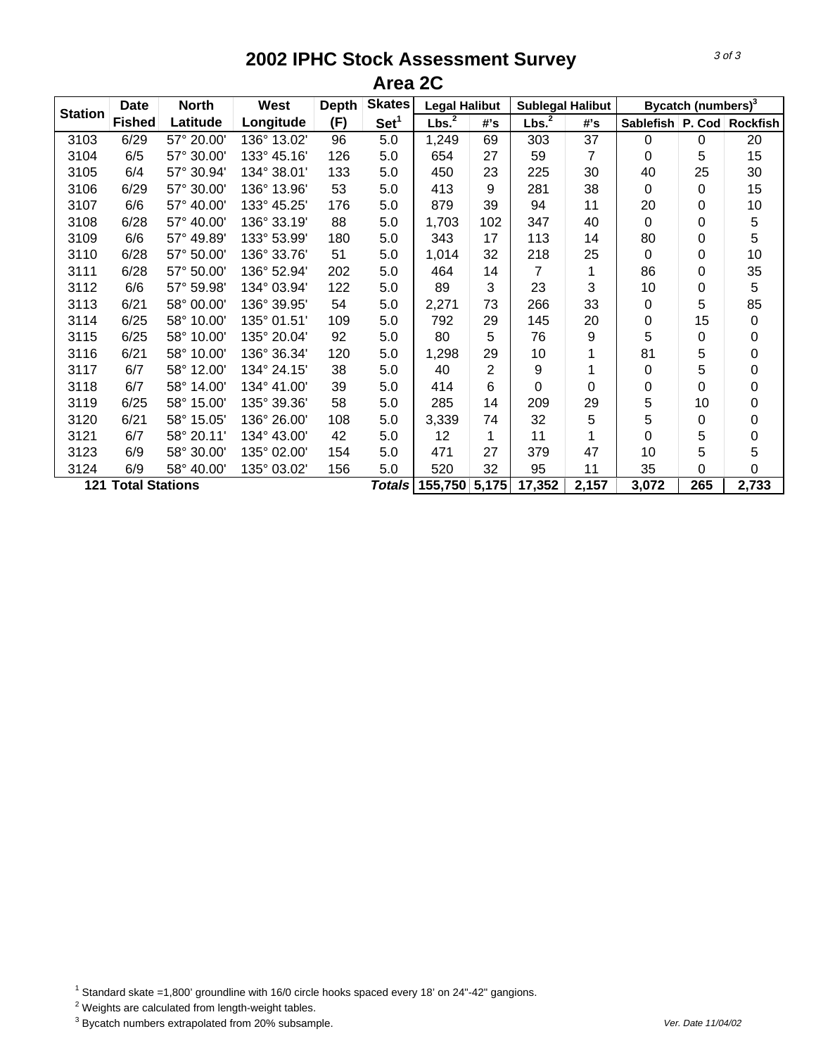# 2002 IPHC Stock Assessment Survey

## Area 2C

| Station | Date Fished | North Latitude | West Longitude | Depth (F) | Skates Set[1] | Legal Halibut | | Sublegal Halibut | | Bycatch (numbers)[3] | | |
|---|---|---|---|---|---|---|---|---|---|---|---|---|
| | | | | | | Lbs.[2] | #'s | Lbs.[2] | #'s | Sablefish | P. Cod | Rockfish |
| 3103 | 6/29 | 57° 20.00' | 136° 13.02' | 96 | 5.0 | 1,249 | 69 | 303 | 37 | 0 | 0 | 20 |
| 3104 | 6/5 | 57° 30.00' | 133° 45.16' | 126 | 5.0 | 654 | 27 | 59 | 7 | 0 | 5 | 15 |
| 3105 | 6/4 | 57° 30.94' | 134° 38.01' | 133 | 5.0 | 450 | 23 | 225 | 30 | 40 | 25 | 30 |
| 3106 | 6/29 | 57° 30.00' | 136° 13.96' | 53 | 5.0 | 413 | 9 | 281 | 38 | 0 | 0 | 15 |
| 3107 | 6/6 | 57° 40.00' | 133° 45.25' | 176 | 5.0 | 879 | 39 | 94 | 11 | 20 | 0 | 10 |
| 3108 | 6/28 | 57° 40.00' | 136° 33.19' | 88 | 5.0 | 1,703 | 102 | 347 | 40 | 0 | 0 | 5 |
| 3109 | 6/6 | 57° 49.89' | 133° 53.99' | 180 | 5.0 | 343 | 17 | 113 | 14 | 80 | 0 | 5 |
| 3110 | 6/28 | 57° 50.00' | 136° 33.76' | 51 | 5.0 | 1,014 | 32 | 218 | 25 | 0 | 0 | 10 |
| 3111 | 6/28 | 57° 50.00' | 136° 52.94' | 202 | 5.0 | 464 | 14 | 7 | 1 | 86 | 0 | 35 |
| 3112 | 6/6 | 57° 59.98' | 134° 03.94' | 122 | 5.0 | 89 | 3 | 23 | 3 | 10 | 0 | 5 |
| 3113 | 6/21 | 58° 00.00' | 136° 39.95' | 54 | 5.0 | 2,271 | 73 | 266 | 33 | 0 | 5 | 85 |
| 3114 | 6/25 | 58° 10.00' | 135° 01.51' | 109 | 5.0 | 792 | 29 | 145 | 20 | 0 | 15 | 0 |
| 3115 | 6/25 | 58° 10.00' | 135° 20.04' | 92 | 5.0 | 80 | 5 | 76 | 9 | 5 | 0 | 0 |
| 3116 | 6/21 | 58° 10.00' | 136° 36.34' | 120 | 5.0 | 1,298 | 29 | 10 | 1 | 81 | 5 | 0 |
| 3117 | 6/7 | 58° 12.00' | 134° 24.15' | 38 | 5.0 | 40 | 2 | 9 | 1 | 0 | 5 | 0 |
| 3118 | 6/7 | 58° 14.00' | 134° 41.00' | 39 | 5.0 | 414 | 6 | 0 | 0 | 0 | 0 | 0 |
| 3119 | 6/25 | 58° 15.00' | 135° 39.36' | 58 | 5.0 | 285 | 14 | 209 | 29 | 5 | 10 | 0 |
| 3120 | 6/21 | 58° 15.05' | 136° 26.00' | 108 | 5.0 | 3,339 | 74 | 32 | 5 | 5 | 0 | 0 |
| 3121 | 6/7 | 58° 20.11' | 134° 43.00' | 42 | 5.0 | 12 | 1 | 11 | 1 | 0 | 5 | 0 |
| 3123 | 6/9 | 58° 30.00' | 135° 02.00' | 154 | 5.0 | 471 | 27 | 379 | 47 | 10 | 5 | 5 |
| 3124 | 6/9 | 58° 40.00' | 135° 03.02' | 156 | 5.0 | 520 | 32 | 95 | 11 | 35 | 0 | 0 |
| **121 Total Stations** | | | | | ***Totals*** | **155,750** | **5,175** | **17,352** | **2,157** | **3,072** | **265** | **2,733** |

[1] Standard skate =1,800' groundline with 16/0 circle hooks spaced every 18' on 24"-42" gangions.

[2] Weights are calculated from length-weight tables.

[3] Bycatch numbers extrapolated from 20% subsample.

*Ver. Date 11/04/02*